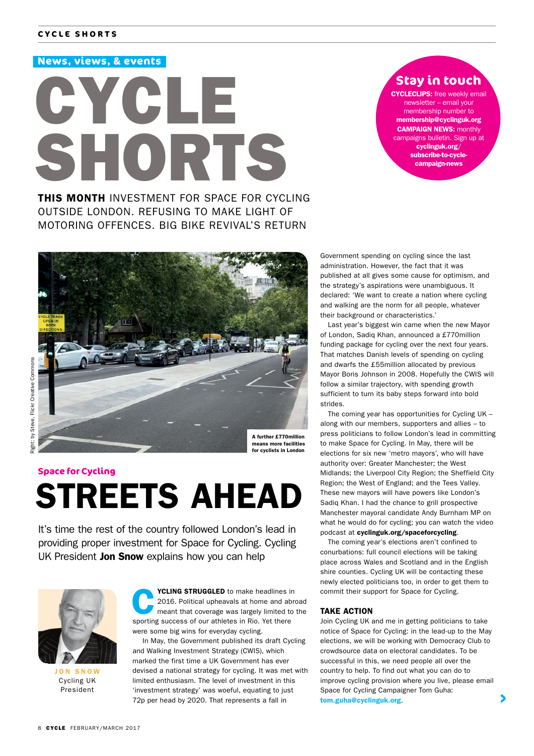News, views, & events

# CYCLE SHORTS

**THIS MONTH** INVESTMENT FOR SPACE FOR CYCLING OUTSIDE LONDON. REFUSING TO MAKE LIGHT OF MOTORING OFFENCES. BIG BIKE REVIVAL'S RETURN

## Stay in touch

**CYCLECLIPS:** free weekly email newsletter – email your membership number to **membership@cyclinguk.org**
**CAMPAIGN NEWS:** monthly campaigns bulletin. Sign up at **cyclinguk.org/subscribe-to-cycle-campaign-news**

Right: by Steve, Flickr Creative Commons

A further £770million means more facilities for cyclists in London

Space for Cycling

## STREETS AHEAD

It's time the rest of the country followed London's lead in providing proper investment for Space for Cycling. Cycling UK President **Jon Snow** explains how you can help

JON SNOW
Cycling UK President

**CYCLING STRUGGLED** to make headlines in 2016. Political upheavals at home and abroad meant that coverage was largely limited to the sporting success of our athletes in Rio. Yet there were some big wins for everyday cycling.

In May, the Government published its draft Cycling and Walking Investment Strategy (CWIS), which marked the first time a UK Government has ever devised a national strategy for cycling. It was met with limited enthusiasm. The level of investment in this 'investment strategy' was woeful, equating to just 72p per head by 2020. That represents a fall in Government spending on cycling since the last administration. However, the fact that it was published at all gives some cause for optimism, and the strategy's aspirations were unambiguous. It declared: 'We want to create a nation where cycling and walking are the norm for all people, whatever their background or characteristics.'

Last year's biggest win came when the new Mayor of London, Sadiq Khan, announced a £770million funding package for cycling over the next four years. That matches Danish levels of spending on cycling and dwarfs the £55million allocated by previous Mayor Boris Johnson in 2008. Hopefully the CWIS will follow a similar trajectory, with spending growth sufficient to turn its baby steps forward into bold strides.

The coming year has opportunities for Cycling UK – along with our members, supporters and allies – to press politicians to follow London's lead in committing to make Space for Cycling. In May, there will be elections for six new 'metro mayors', who will have authority over: Greater Manchester; the West Midlands; the Liverpool City Region; the Sheffield City Region; the West of England; and the Tees Valley. These new mayors will have powers like London's Sadiq Khan. I had the chance to grill prospective Manchester mayoral candidate Andy Burnham MP on what he would do for cycling; you can watch the video podcast at **cyclinguk.org/spaceforcycling**.

The coming year's elections aren't confined to conurbations: full council elections will be taking place across Wales and Scotland and in the English shire counties. Cycling UK will be contacting these newly elected politicians too, in order to get them to commit their support for Space for Cycling.

### TAKE ACTION

Join Cycling UK and me in getting politicians to take notice of Space for Cycling: in the lead-up to the May elections, we will be working with Democracy Club to crowdsource data on electoral candidates. To be successful in this, we need people all over the country to help. To find out what you can do to improve cycling provision where you live, please email Space for Cycling Campaigner Tom Guha: **tom.guha@cyclinguk.org**.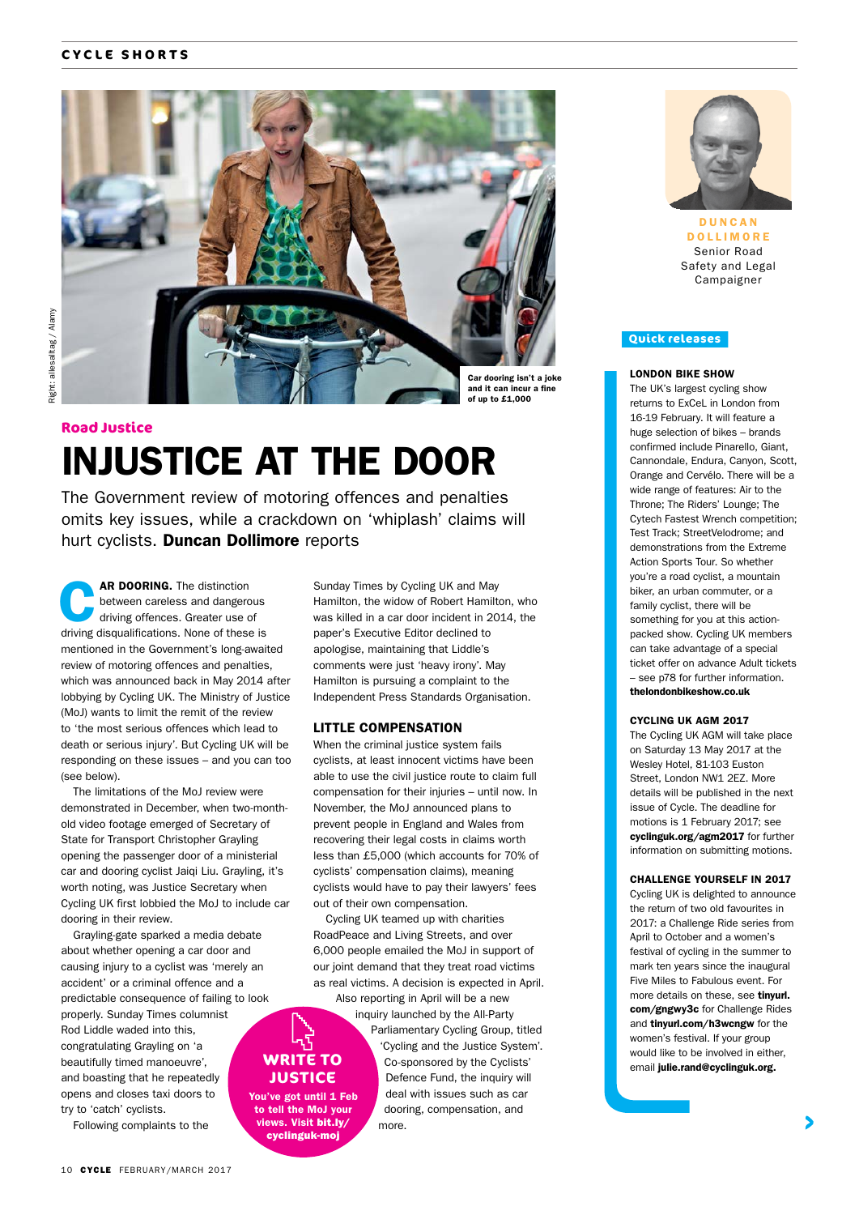Car dooring isn't a joke and it can incur a fine of up to £1,000

Right: allesalltag / Alamy

**Road Justice**

# INJUSTICE AT THE DOOR

The Government review of motoring offences and penalties omits key issues, while a crackdown on 'whiplash' claims will hurt cyclists. **Duncan Dollimore** reports

**CAR DOORING.** The distinction between careless and dangerous driving offences. Greater use of driving disqualifications. None of these is mentioned in the Government's long-awaited review of motoring offences and penalties, which was announced back in May 2014 after lobbying by Cycling UK. The Ministry of Justice (MoJ) wants to limit the remit of the review to 'the most serious offences which lead to death or serious injury'. But Cycling UK will be responding on these issues – and you can too (see below).

The limitations of the MoJ review were demonstrated in December, when two-month-old video footage emerged of Secretary of State for Transport Christopher Grayling opening the passenger door of a ministerial car and dooring cyclist Jaiqi Liu. Grayling, it's worth noting, was Justice Secretary when Cycling UK first lobbied the MoJ to include car dooring in their review.

Grayling-gate sparked a media debate about whether opening a car door and causing injury to a cyclist was 'merely an accident' or a criminal offence and a predictable consequence of failing to look properly. Sunday Times columnist Rod Liddle waded into this, congratulating Grayling on 'a beautifully timed manoeuvre', and boasting that he repeatedly opens and closes taxi doors to try to 'catch' cyclists.

Following complaints to the Sunday Times by Cycling UK and May Hamilton, the widow of Robert Hamilton, who was killed in a car door incident in 2014, the paper's Executive Editor declined to apologise, maintaining that Liddle's comments were just 'heavy irony'. May Hamilton is pursuing a complaint to the Independent Press Standards Organisation.

### LITTLE COMPENSATION

When the criminal justice system fails cyclists, at least innocent victims have been able to use the civil justice route to claim full compensation for their injuries – until now. In November, the MoJ announced plans to prevent people in England and Wales from recovering their legal costs in claims worth less than £5,000 (which accounts for 70% of cyclists' compensation claims), meaning cyclists would have to pay their lawyers' fees out of their own compensation.

Cycling UK teamed up with charities RoadPeace and Living Streets, and over 6,000 people emailed the MoJ in support of our joint demand that they treat road victims as real victims. A decision is expected in April.

Also reporting in April will be a new inquiry launched by the All-Party Parliamentary Cycling Group, titled 'Cycling and the Justice System'. Co-sponsored by the Cyclists' Defence Fund, the inquiry will deal with issues such as car dooring, compensation, and more.

**WRITE TO JUSTICE**

**You've got until 1 Feb to tell the MoJ your views. Visit bit.ly/cyclinguk-moj**

**DUNCAN DOLLIMORE**
Senior Road Safety and Legal Campaigner

## Quick releases

**LONDON BIKE SHOW**

The UK's largest cycling show returns to ExCeL in London from 16-19 February. It will feature a huge selection of bikes – brands confirmed include Pinarello, Giant, Cannondale, Endura, Canyon, Scott, Orange and Cervélo. There will be a wide range of features: Air to the Throne; The Riders' Lounge; The Cytech Fastest Wrench competition; Test Track; StreetVelodrome; and demonstrations from the Extreme Action Sports Tour. So whether you're a road cyclist, a mountain biker, an urban commuter, or a family cyclist, there will be something for you at this action-packed show. Cycling UK members can take advantage of a special ticket offer on advance Adult tickets – see p78 for further information. **thelondonbikeshow.co.uk**

**CYCLING UK AGM 2017**

The Cycling UK AGM will take place on Saturday 13 May 2017 at the Wesley Hotel, 81-103 Euston Street, London NW1 2EZ. More details will be published in the next issue of Cycle. The deadline for motions is 1 February 2017; see **cyclinguk.org/agm2017** for further information on submitting motions.

**CHALLENGE YOURSELF IN 2017**

Cycling UK is delighted to announce the return of two old favourites in 2017: a Challenge Ride series from April to October and a women's festival of cycling in the summer to mark ten years since the inaugural Five Miles to Fabulous event. For more details on these, see **tinyurl.com/gngwy3c** for Challenge Rides and **tinyurl.com/h3wcngw** for the women's festival. If your group would like to be involved in either, email **julie.rand@cyclinguk.org.**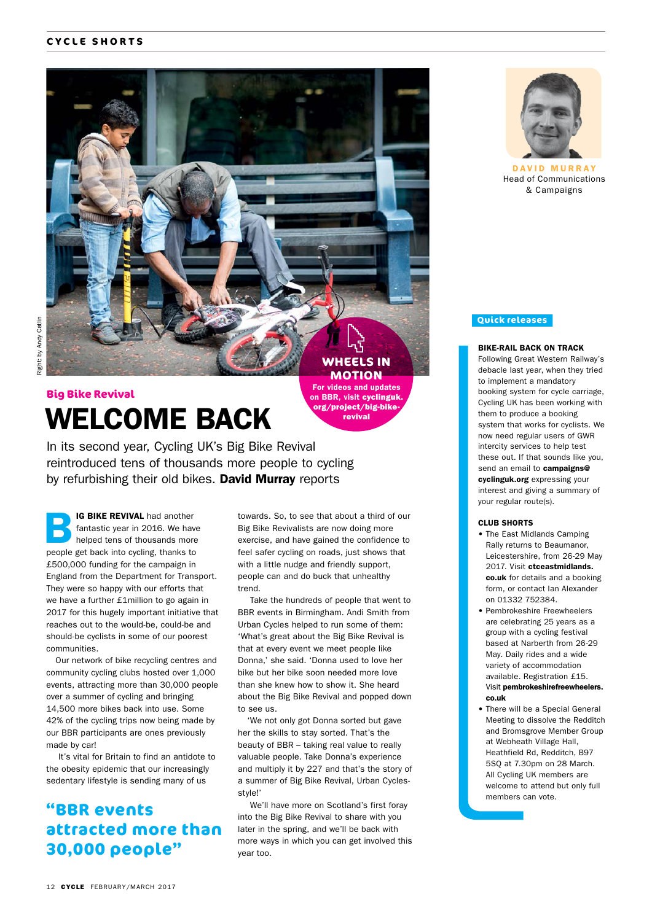Right: by Andy Catlin

## Big Bike Revival

# WELCOME BACK

In its second year, Cycling UK's Big Bike Revival reintroduced tens of thousands more people to cycling by refurbishing their old bikes. **David Murray** reports

**WHEELS IN MOTION**
For videos and updates on BBR, visit **cyclinguk.org/project/big-bike-revival**

**DAVID MURRAY**
Head of Communications & Campaigns

**BIG BIKE REVIVAL** had another fantastic year in 2016. We have helped tens of thousands more people get back into cycling, thanks to £500,000 funding for the campaign in England from the Department for Transport. They were so happy with our efforts that we have a further £1million to go again in 2017 for this hugely important initiative that reaches out to the would-be, could-be and should-be cyclists in some of our poorest communities.

Our network of bike recycling centres and community cycling clubs hosted over 1,000 events, attracting more than 30,000 people over a summer of cycling and bringing 14,500 more bikes back into use. Some 42% of the cycling trips now being made by our BBR participants are ones previously made by car!

It's vital for Britain to find an antidote to the obesity epidemic that our increasingly sedentary lifestyle is sending many of us towards. So, to see that about a third of our Big Bike Revivalists are now doing more exercise, and have gained the confidence to feel safer cycling on roads, just shows that with a little nudge and friendly support, people can and do buck that unhealthy trend.

**"BBR events attracted more than 30,000 people"**

Take the hundreds of people that went to BBR events in Birmingham. Andi Smith from Urban Cycles helped to run some of them: 'What's great about the Big Bike Revival is that at every event we meet people like Donna,' she said. 'Donna used to love her bike but her bike soon needed more love than she knew how to show it. She heard about the Big Bike Revival and popped down to see us.

'We not only got Donna sorted but gave her the skills to stay sorted. That's the beauty of BBR – taking real value to really valuable people. Take Donna's experience and multiply it by 227 and that's the story of a summer of Big Bike Revival, Urban Cycles-style!'

We'll have more on Scotland's first foray into the Big Bike Revival to share with you later in the spring, and we'll be back with more ways in which you can get involved this year too.

## Quick releases

### BIKE-RAIL BACK ON TRACK

Following Great Western Railway's debacle last year, when they tried to implement a mandatory booking system for cycle carriage, Cycling UK has been working with them to produce a booking system that works for cyclists. We now need regular users of GWR intercity services to help test these out. If that sounds like you, send an email to **campaigns@cyclinguk.org** expressing your interest and giving a summary of your regular route(s).

### CLUB SHORTS

- The East Midlands Camping Rally returns to Beaumanor, Leicestershire, from 26-29 May 2017. Visit **ctceastmidlands.co.uk** for details and a booking form, or contact Ian Alexander on 01332 752384.
- Pembrokeshire Freewheelers are celebrating 25 years as a group with a cycling festival based at Narberth from 26-29 May. Daily rides and a wide variety of accommodation available. Registration £15. Visit **pembrokeshirefreewheelers.co.uk**
- There will be a Special General Meeting to dissolve the Redditch and Bromsgrove Member Group at Webheath Village Hall, Heathfield Rd, Redditch, B97 5SQ at 7.30pm on 28 March. All Cycling UK members are welcome to attend but only full members can vote.